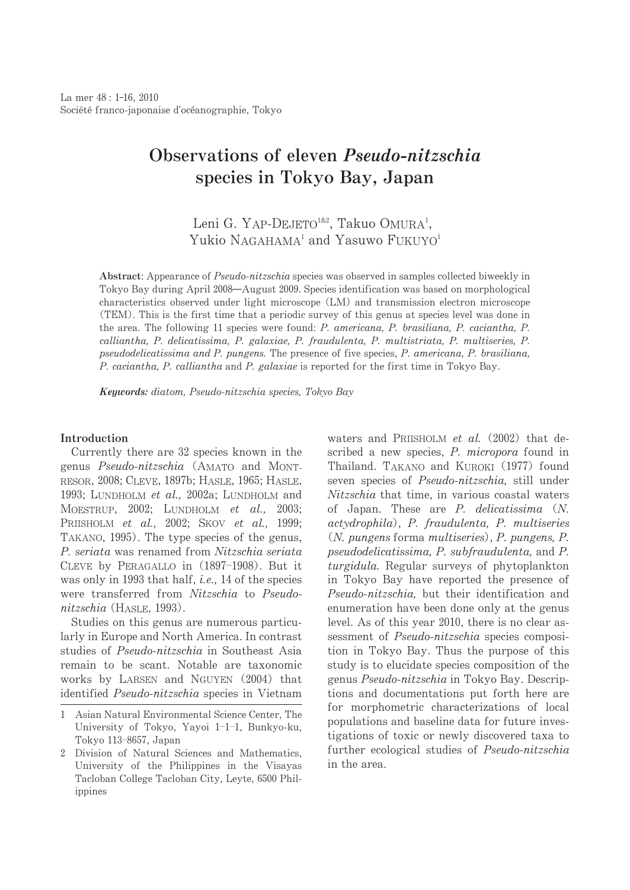# Observations of eleven *Pseudo-nitzschia* species in Tokyo Bay, Japan

Leni G. YAP-DEJETO[1&2], Takuo OMURA[1], Yukio NAGAHAMA[1] and Yasuwo FUKUYO[1]

**Abstract**: Appearance of *Pseudo-nitzschia* species was observed in samples collected biweekly in Tokyo Bay during April 2008—August 2009. Species identification was based on morphological characteristics observed under light microscope (LM) and transmission electron microscope (TEM). This is the first time that a periodic survey of this genus at species level was done in the area. The following 11 species were found: *P. americana, P. brasiliana, P. caciantha, P. calliantha, P. delicatissima, P. galaxiae, P. fraudulenta, P. multistriata, P. multiseries, P. pseudodelicatissima and P. pungens.* The presence of five species, *P. americana, P. brasiliana, P. caciantha, P. calliantha* and *P. galaxiae* is reported for the first time in Tokyo Bay.

***Keywords:*** *diatom, Pseudo-nitzschia species, Tokyo Bay*

## Introduction

Currently there are 32 species known in the genus *Pseudo-nitzschia* (AMATO and MONTRESOR, 2008; CLEVE, 1897b; HASLE, 1965; HASLE, 1993; LUNDHOLM *et al.,* 2002a; LUNDHOLM and MOESTRUP, 2002; LUNDHOLM *et al.,* 2003; PRIISHOLM *et al.,* 2002; SKOV *et al.,* 1999; TAKANO, 1995). The type species of the genus, *P. seriata* was renamed from *Nitzschia seriata* CLEVE by PERAGALLO in (1897–1908). But it was only in 1993 that half, *i.e.,* 14 of the species were transferred from *Nitzschia* to *Pseudo-nitzschia* (HASLE, 1993).

Studies on this genus are numerous particularly in Europe and North America. In contrast studies of *Pseudo-nitzschia* in Southeast Asia remain to be scant. Notable are taxonomic works by LARSEN and NGUYEN (2004) that identified *Pseudo-nitzschia* species in Vietnam waters and PRIISHOLM *et al.* (2002) that described a new species, *P. micropora* found in Thailand. TAKANO and KUROKI (1977) found seven species of *Pseudo-nitzschia,* still under *Nitzschia* that time, in various coastal waters of Japan. These are *P. delicatissima* (*N. actydrophila*), *P. fraudulenta, P. multiseries* (*N. pungens* forma *multiseries*), *P. pungens, P. pseudodelicatissima, P. subfraudulenta,* and *P. turgidula.* Regular surveys of phytoplankton in Tokyo Bay have reported the presence of *Pseudo-nitzschia,* but their identification and enumeration have been done only at the genus level. As of this year 2010, there is no clear assessment of *Pseudo-nitzschia* species composition in Tokyo Bay. Thus the purpose of this study is to elucidate species composition of the genus *Pseudo-nitzschia* in Tokyo Bay. Descriptions and documentations put forth here are for morphometric characterizations of local populations and baseline data for future investigations of toxic or newly discovered taxa to further ecological studies of *Pseudo-nitzschia* in the area.

---

1 Asian Natural Environmental Science Center, The University of Tokyo, Yayoi 1–1–1, Bunkyo-ku, Tokyo 113–8657, Japan

2 Division of Natural Sciences and Mathematics, University of the Philippines in the Visayas Tacloban College Tacloban City, Leyte, 6500 Philippines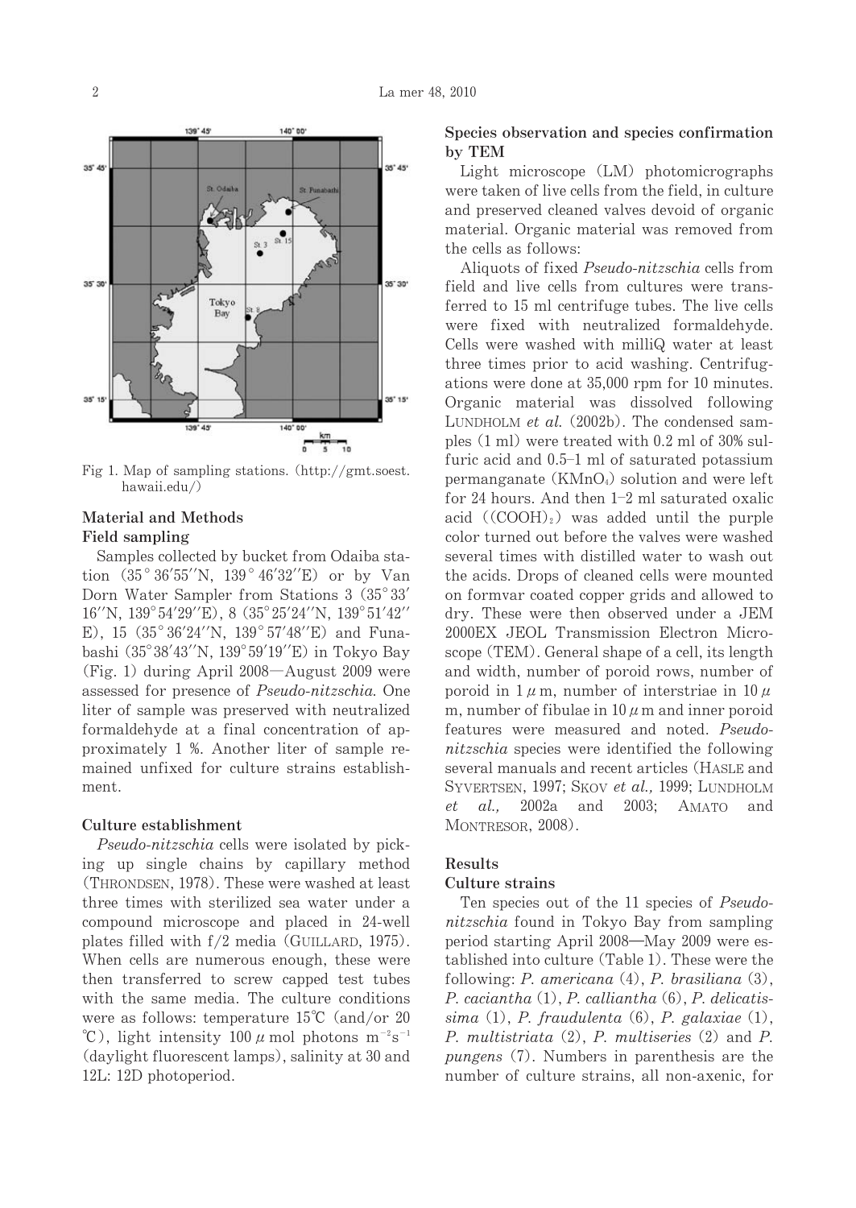Fig 1. Map of sampling stations. (http://gmt.soest.hawaii.edu/)

## Material and Methods

### Field sampling

Samples collected by bucket from Odaiba station (35°36′55″N, 139°46′32″E) or by Van Dorn Water Sampler from Stations 3 (35°33′16″N, 139°54′29″E), 8 (35°25′24″N, 139°51′42″E), 15 (35°36′24″N, 139°57′48″E) and Funabashi (35°38′43″N, 139°59′19″E) in Tokyo Bay (Fig. 1) during April 2008—August 2009 were assessed for presence of *Pseudo-nitzschia*. One liter of sample was preserved with neutralized formaldehyde at a final concentration of approximately 1 %. Another liter of sample remained unfixed for culture strains establishment.

### Culture establishment

*Pseudo-nitzschia* cells were isolated by picking up single chains by capillary method (THRONDSEN, 1978). These were washed at least three times with sterilized sea water under a compound microscope and placed in 24-well plates filled with f/2 media (GUILLARD, 1975). When cells are numerous enough, these were then transferred to screw capped test tubes with the same media. The culture conditions were as follows: temperature 15℃ (and/or 20℃), light intensity 100 $\mu$mol photons $m^{-2}s^{-1}$ (daylight fluorescent lamps), salinity at 30 and 12L: 12D photoperiod.

### Species observation and species confirmation by TEM

Light microscope (LM) photomicrographs were taken of live cells from the field, in culture and preserved cleaned valves devoid of organic material. Organic material was removed from the cells as follows:

Aliquots of fixed *Pseudo-nitzschia* cells from field and live cells from cultures were transferred to 15 ml centrifuge tubes. The live cells were fixed with neutralized formaldehyde. Cells were washed with milliQ water at least three times prior to acid washing. Centrifugations were done at 35,000 rpm for 10 minutes. Organic material was dissolved following LUNDHOLM *et al.* (2002b). The condensed samples (1 ml) were treated with 0.2 ml of 30% sulfuric acid and 0.5–1 ml of saturated potassium permanganate ($KMnO_4$) solution and were left for 24 hours. And then 1–2 ml saturated oxalic acid ($(COOH)_2$) was added until the purple color turned out before the valves were washed several times with distilled water to wash out the acids. Drops of cleaned cells were mounted on formvar coated copper grids and allowed to dry. These were then observed under a JEM 2000EX JEOL Transmission Electron Microscope (TEM). General shape of a cell, its length and width, number of poroid rows, number of poroid in 1 $\mu$m, number of interstriae in 10 $\mu$m, number of fibulae in 10 $\mu$m and inner poroid features were measured and noted. *Pseudo-nitzschia* species were identified the following several manuals and recent articles (HASLE and SYVERTSEN, 1997; SKOV *et al.,* 1999; LUNDHOLM *et al.,* 2002a and 2003; AMATO and MONTRESOR, 2008).

## Results

### Culture strains

Ten species out of the 11 species of *Pseudo-nitzschia* found in Tokyo Bay from sampling period starting April 2008—May 2009 were established into culture (Table 1). These were the following: *P. americana* (4), *P. brasiliana* (3), *P. caciantha* (1), *P. calliantha* (6), *P. delicatissima* (1), *P. fraudulenta* (6), *P. galaxiae* (1), *P. multistriata* (2), *P. multiseries* (2) and *P. pungens* (7). Numbers in parenthesis are the number of culture strains, all non-axenic, for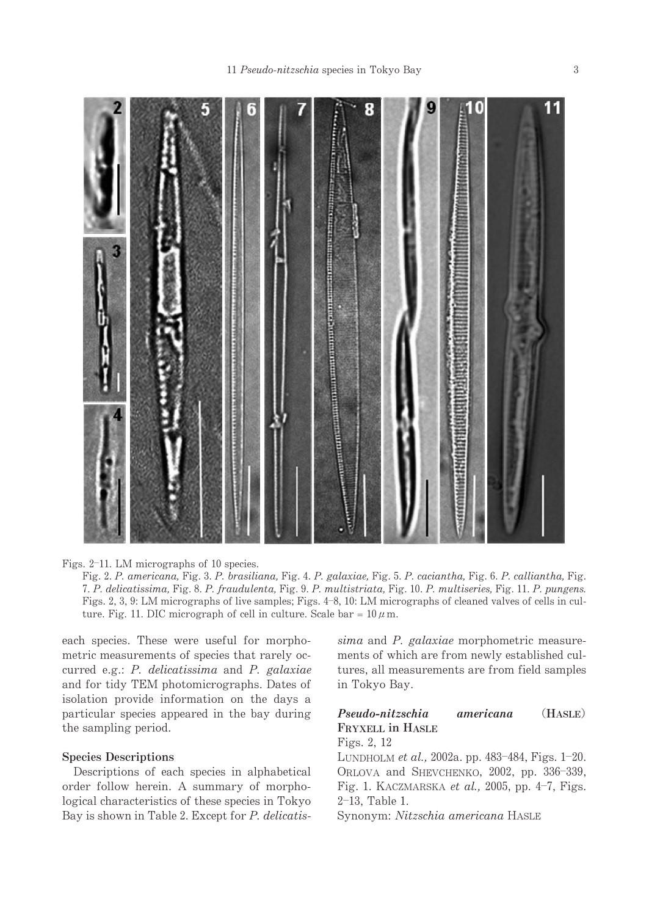Figs. 2–11. LM micrographs of 10 species.

Fig. 2. *P. americana,* Fig. 3. *P. brasiliana,* Fig. 4. *P. galaxiae,* Fig. 5. *P. caciantha,* Fig. 6. *P. calliantha,* Fig. 7. *P. delicatissima,* Fig. 8. *P. fraudulenta,* Fig. 9. *P. multistriata,* Fig. 10. *P. multiseries,* Fig. 11. *P. pungens.* Figs. 2, 3, 9: LM micrographs of live samples; Figs. 4–8, 10: LM micrographs of cleaned valves of cells in culture. Fig. 11. DIC micrograph of cell in culture. Scale bar = 10 $\mu$m.

each species. These were useful for morphometric measurements of species that rarely occurred e.g.: *P. delicatissima* and *P. galaxiae* and for tidy TEM photomicrographs. Dates of isolation provide information on the days a particular species appeared in the bay during the sampling period.

### Species Descriptions

Descriptions of each species in alphabetical order follow herein. A summary of morphological characteristics of these species in Tokyo Bay is shown in Table 2. Except for *P. delicatissima* and *P. galaxiae* morphometric measurements of which are from newly established cultures, all measurements are from field samples in Tokyo Bay.

### *Pseudo-nitzschia americana* (HASLE) FRYXELL in HASLE

Figs. 2, 12

LUNDHOLM *et al.,* 2002a. pp. 483–484, Figs. 1–20. ORLOVA and SHEVCHENKO, 2002, pp. 336–339, Fig. 1. KACZMARSKA *et al.,* 2005, pp. 4–7, Figs. 2–13, Table 1.

Synonym: *Nitzschia americana* HASLE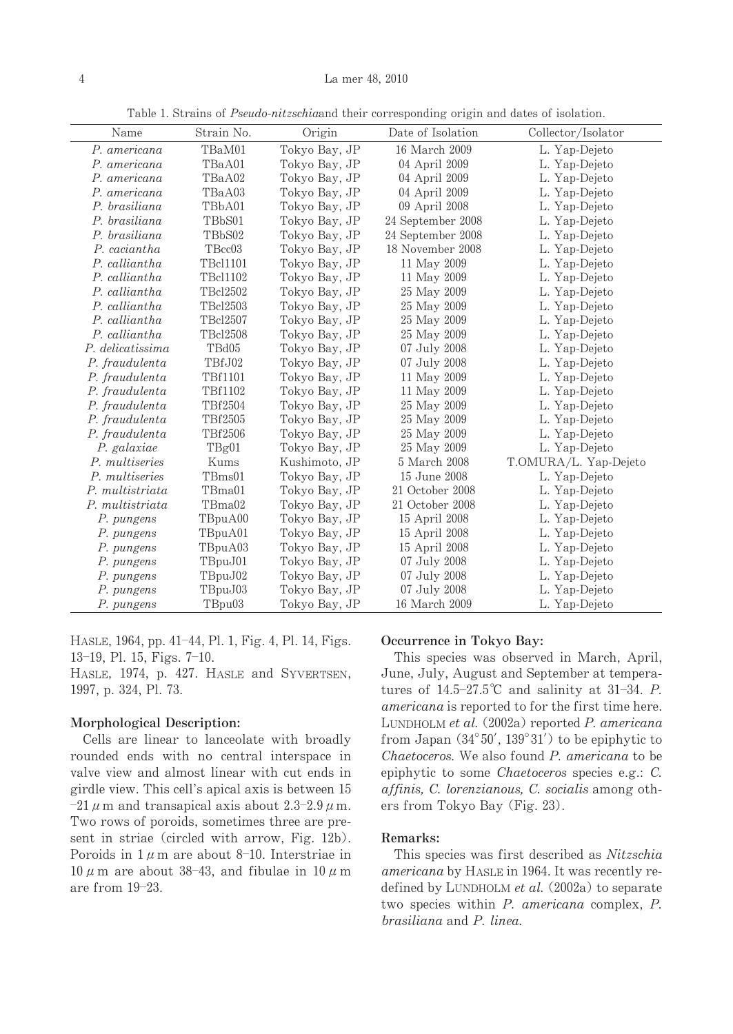Table 1. Strains of *Pseudo-nitzschia*and their corresponding origin and dates of isolation.

| Name | Strain No. | Origin | Date of Isolation | Collector/Isolator |
|---|---|---|---|---|
| *P. americana* | TBaM01 | Tokyo Bay, JP | 16 March 2009 | L. Yap-Dejeto |
| *P. americana* | TBaA01 | Tokyo Bay, JP | 04 April 2009 | L. Yap-Dejeto |
| *P. americana* | TBaA02 | Tokyo Bay, JP | 04 April 2009 | L. Yap-Dejeto |
| *P. americana* | TBaA03 | Tokyo Bay, JP | 04 April 2009 | L. Yap-Dejeto |
| *P. brasiliana* | TBbA01 | Tokyo Bay, JP | 09 April 2008 | L. Yap-Dejeto |
| *P. brasiliana* | TBbS01 | Tokyo Bay, JP | 24 September 2008 | L. Yap-Dejeto |
| *P. brasiliana* | TBbS02 | Tokyo Bay, JP | 24 September 2008 | L. Yap-Dejeto |
| *P. caciantha* | TBcc03 | Tokyo Bay, JP | 18 November 2008 | L. Yap-Dejeto |
| *P. calliantha* | TBcl1101 | Tokyo Bay, JP | 11 May 2009 | L. Yap-Dejeto |
| *P. calliantha* | TBcl1102 | Tokyo Bay, JP | 11 May 2009 | L. Yap-Dejeto |
| *P. calliantha* | TBcl2502 | Tokyo Bay, JP | 25 May 2009 | L. Yap-Dejeto |
| *P. calliantha* | TBcl2503 | Tokyo Bay, JP | 25 May 2009 | L. Yap-Dejeto |
| *P. calliantha* | TBcl2507 | Tokyo Bay, JP | 25 May 2009 | L. Yap-Dejeto |
| *P. calliantha* | TBcl2508 | Tokyo Bay, JP | 25 May 2009 | L. Yap-Dejeto |
| *P. delicatissima* | TBd05 | Tokyo Bay, JP | 07 July 2008 | L. Yap-Dejeto |
| *P. fraudulenta* | TBfJ02 | Tokyo Bay, JP | 07 July 2008 | L. Yap-Dejeto |
| *P. fraudulenta* | TBf1101 | Tokyo Bay, JP | 11 May 2009 | L. Yap-Dejeto |
| *P. fraudulenta* | TBf1102 | Tokyo Bay, JP | 11 May 2009 | L. Yap-Dejeto |
| *P. fraudulenta* | TBf2504 | Tokyo Bay, JP | 25 May 2009 | L. Yap-Dejeto |
| *P. fraudulenta* | TBf2505 | Tokyo Bay, JP | 25 May 2009 | L. Yap-Dejeto |
| *P. fraudulenta* | TBf2506 | Tokyo Bay, JP | 25 May 2009 | L. Yap-Dejeto |
| *P. galaxiae* | TBg01 | Tokyo Bay, JP | 25 May 2009 | L. Yap-Dejeto |
| *P. multiseries* | Kums | Kushimoto, JP | 5 March 2008 | T.OMURA/L. Yap-Dejeto |
| *P. multiseries* | TBms01 | Tokyo Bay, JP | 15 June 2008 | L. Yap-Dejeto |
| *P. multistriata* | TBma01 | Tokyo Bay, JP | 21 October 2008 | L. Yap-Dejeto |
| *P. multistriata* | TBma02 | Tokyo Bay, JP | 21 October 2008 | L. Yap-Dejeto |
| *P. pungens* | TBpuA00 | Tokyo Bay, JP | 15 April 2008 | L. Yap-Dejeto |
| *P. pungens* | TBpuA01 | Tokyo Bay, JP | 15 April 2008 | L. Yap-Dejeto |
| *P. pungens* | TBpuA03 | Tokyo Bay, JP | 15 April 2008 | L. Yap-Dejeto |
| *P. pungens* | TBpuJ01 | Tokyo Bay, JP | 07 July 2008 | L. Yap-Dejeto |
| *P. pungens* | TBpuJ02 | Tokyo Bay, JP | 07 July 2008 | L. Yap-Dejeto |
| *P. pungens* | TBpuJ03 | Tokyo Bay, JP | 07 July 2008 | L. Yap-Dejeto |
| *P. pungens* | TBpu03 | Tokyo Bay, JP | 16 March 2009 | L. Yap-Dejeto |

HASLE, 1964, pp. 41–44, Pl. 1, Fig. 4, Pl. 14, Figs. 13–19, Pl. 15, Figs. 7–10.
HASLE, 1974, p. 427. HASLE and SYVERTSEN, 1997, p. 324, Pl. 73.

**Morphological Description:**

Cells are linear to lanceolate with broadly rounded ends with no central interspace in valve view and almost linear with cut ends in girdle view. This cell's apical axis is between 15–21 $\mu$m and transapical axis about 2.3–2.9 $\mu$m. Two rows of poroids, sometimes three are present in striae (circled with arrow, Fig. 12b). Poroids in 1 $\mu$m are about 8–10. Interstriae in 10 $\mu$m are about 38–43, and fibulae in 10 $\mu$m are from 19–23.

**Occurrence in Tokyo Bay:**

This species was observed in March, April, June, July, August and September at temperatures of 14.5–27.5℃ and salinity at 31–34. *P. americana* is reported to for the first time here. LUNDHOLM *et al.* (2002a) reported *P. americana* from Japan (34°50′, 139°31′) to be epiphytic to *Chaetoceros*. We also found *P. americana* to be epiphytic to some *Chaetoceros* species e.g.: *C. affinis, C. lorenzianous, C. socialis* among others from Tokyo Bay (Fig. 23).

**Remarks:**

This species was first described as *Nitzschia americana* by HASLE in 1964. It was recently redefined by LUNDHOLM *et al.* (2002a) to separate two species within *P. americana* complex, *P. brasiliana* and *P. linea.*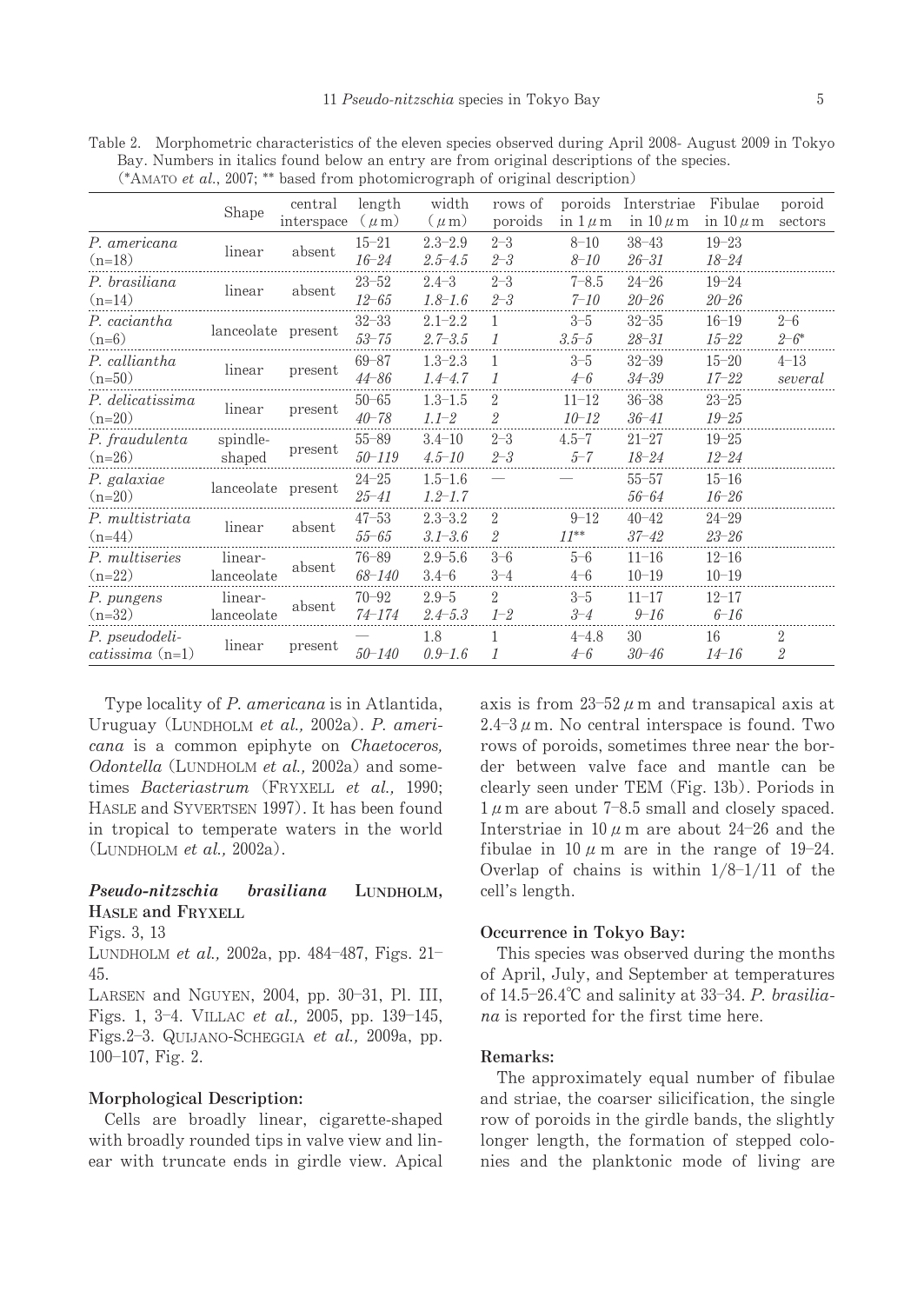Table 2. Morphometric characteristics of the eleven species observed during April 2008- August 2009 in Tokyo Bay. Numbers in italics found below an entry are from original descriptions of the species. (*AMATO *et al.*, 2007; ** based from photomicrograph of original description)

| | Shape | central interspace | length (μm) | width (μm) | rows of poroids | poroids in 1 μm | Interstriae in 10 μm | Fibulae in 10 μm | poroid sectors |
|---|---|---|---|---|---|---|---|---|---|
| *P. americana* (n=18) | linear | absent | 15–21<br>*16–24* | 2.3–2.9<br>*2.5–4.5* | 2–3<br>*2–3* | 8–10<br>*8–10* | 38–43<br>*26–31* | 19–23<br>*18–24* | |
| *P. brasiliana* (n=14) | linear | absent | 23–52<br>*12–65* | 2.4–3<br>*1.8–1.6* | 2–3<br>*2–3* | 7–8.5<br>*7–10* | 24–26<br>*20–26* | 19–24<br>*20–26* | |
| *P. caciantha* (n=6) | lanceolate | present | 32–33<br>*53–75* | 2.1–2.2<br>*2.7–3.5* | 1<br>*1* | 3–5<br>*3.5–5* | 32–35<br>*28–31* | 16–19<br>*15–22* | 2–6<br>*2–6\** |
| *P. calliantha* (n=50) | linear | present | 69–87<br>*44–86* | 1.3–2.3<br>*1.4–4.7* | 1<br>*1* | 3–5<br>*4–6* | 32–39<br>*34–39* | 15–20<br>*17–22* | 4–13<br>*several* |
| *P. delicatissima* (n=20) | linear | present | 50–65<br>*40–78* | 1.3–1.5<br>*1.1–2* | 2<br>*2* | 11–12<br>*10–12* | 36–38<br>*36–41* | 23–25<br>*19–25* | |
| *P. fraudulenta* (n=26) | spindle-shaped | present | 55–89<br>*50–119* | 3.4–10<br>*4.5–10* | 2–3<br>*2–3* | 4.5–7<br>*5–7* | 21–27<br>*18–24* | 19–25<br>*12–24* | |
| *P. galaxiae* (n=20) | lanceolate | present | 24–25<br>*25–41* | 1.5–1.6<br>*1.2–1.7* | — | — | 55–57<br>*56–64* | 15–16<br>*16–26* | |
| *P. multistriata* (n=44) | linear | absent | 47–53<br>*55–65* | 2.3–3.2<br>*3.1–3.6* | 2<br>*2* | 9–12<br>*11\*\** | 40–42<br>*37–42* | 24–29<br>*23–26* | |
| *P. multiseries* (n=22) | linear-lanceolate | absent | 76–89<br>*68–140* | 2.9–5.6<br>*3.4–6* | 3–6<br>*3–4* | 5–6<br>*4–6* | 11–16<br>*10–19* | 12–16<br>*10–19* | |
| *P. pungens* (n=32) | linear-lanceolate | absent | 70–92<br>*74–174* | 2.9–5<br>*2.4–5.3* | 2<br>*1–2* | 3–5<br>*3–4* | 11–17<br>*9–16* | 12–17<br>*6–16* | |
| *P. pseudodelicatissima* (n=1) | linear | present | —<br>*50–140* | 1.8<br>*0.9–1.6* | 1<br>*1* | 4–4.8<br>*4–6* | 30<br>*30–46* | 16<br>*14–16* | 2<br>*2* |

Type locality of *P. americana* is in Atlantida, Uruguay (LUNDHOLM *et al.,* 2002a). *P. americana* is a common epiphyte on *Chaetoceros, Odontella* (LUNDHOLM *et al.,* 2002a) and sometimes *Bacteriastrum* (FRYXELL *et al.,* 1990; HASLE and SYVERTSEN 1997). It has been found in tropical to temperate waters in the world (LUNDHOLM *et al.,* 2002a).

### *Pseudo-nitzschia brasiliana* LUNDHOLM, HASLE and FRYXELL

Figs. 3, 13

LUNDHOLM *et al.,* 2002a, pp. 484–487, Figs. 21–45.

LARSEN and NGUYEN, 2004, pp. 30–31, Pl. III, Figs. 1, 3–4. VILLAC *et al.,* 2005, pp. 139–145, Figs.2–3. QUIJANO-SCHEGGIA *et al.,* 2009a, pp. 100–107, Fig. 2.

#### Morphological Description:

Cells are broadly linear, cigarette-shaped with broadly rounded tips in valve view and linear with truncate ends in girdle view. Apical axis is from 23–52 μm and transapical axis at 2.4–3 μm. No central interspace is found. Two rows of poroids, sometimes three near the border between valve face and mantle can be clearly seen under TEM (Fig. 13b). Poriods in 1 μm are about 7–8.5 small and closely spaced. Interstriae in 10 μm are about 24–26 and the fibulae in 10 μm are in the range of 19–24. Overlap of chains is within 1/8–1/11 of the cell's length.

#### Occurrence in Tokyo Bay:

This species was observed during the months of April, July, and September at temperatures of 14.5–26.4℃ and salinity at 33–34. *P. brasiliana* is reported for the first time here.

#### Remarks:

The approximately equal number of fibulae and striae, the coarser silicification, the single row of poroids in the girdle bands, the slightly longer length, the formation of stepped colonies and the planktonic mode of living are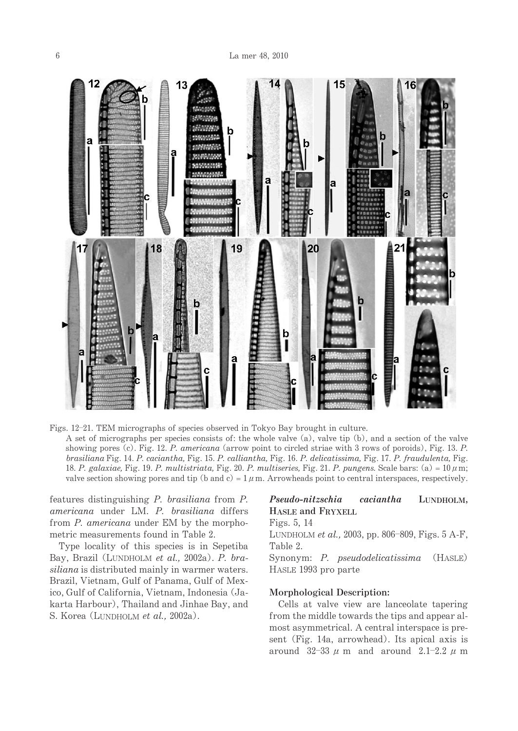Figs. 12–21. TEM micrographs of species observed in Tokyo Bay brought in culture.

A set of micrographs per species consists of: the whole valve (a), valve tip (b), and a section of the valve showing pores (c). Fig. 12. *P. americana* (arrow point to circled striae with 3 rows of poroids), Fig. 13. *P. brasiliana* Fig. 14. *P. caciantha,* Fig. 15. *P. calliantha,* Fig. 16. *P. delicatissima,* Fig. 17. *P. fraudulenta,* Fig. 18. *P. galaxiae,* Fig. 19. *P. multistriata,* Fig. 20. *P. multiseries,* Fig. 21. *P. pungens.* Scale bars: (a) = 10 $\mu$m; valve section showing pores and tip (b and c) = 1 $\mu$m. Arrowheads point to central interspaces, respectively.

features distinguishing *P. brasiliana* from *P. americana* under LM. *P. brasiliana* differs from *P. americana* under EM by the morphometric measurements found in Table 2.

Type locality of this species is in Sepetiba Bay, Brazil (Lundholm *et al.,* 2002a). *P. brasiliana* is distributed mainly in warmer waters. Brazil, Vietnam, Gulf of Panama, Gulf of Mexico, Gulf of California, Vietnam, Indonesia (Jakarta Harbour), Thailand and Jinhae Bay, and S. Korea (Lundholm *et al.,* 2002a).

### *Pseudo-nitzschia caciantha* Lundholm, Hasle and Fryxell

Figs. 5, 14

Lundholm *et al.,* 2003, pp. 806–809, Figs. 5 A-F, Table 2.

Synonym: *P. pseudodelicatissima* (Hasle) Hasle 1993 pro parte

**Morphological Description:**

Cells at valve view are lanceolate tapering from the middle towards the tips and appear almost asymmetrical. A central interspace is present (Fig. 14a, arrowhead). Its apical axis is around 32–33 $\mu$m and around 2.1–2.2 $\mu$m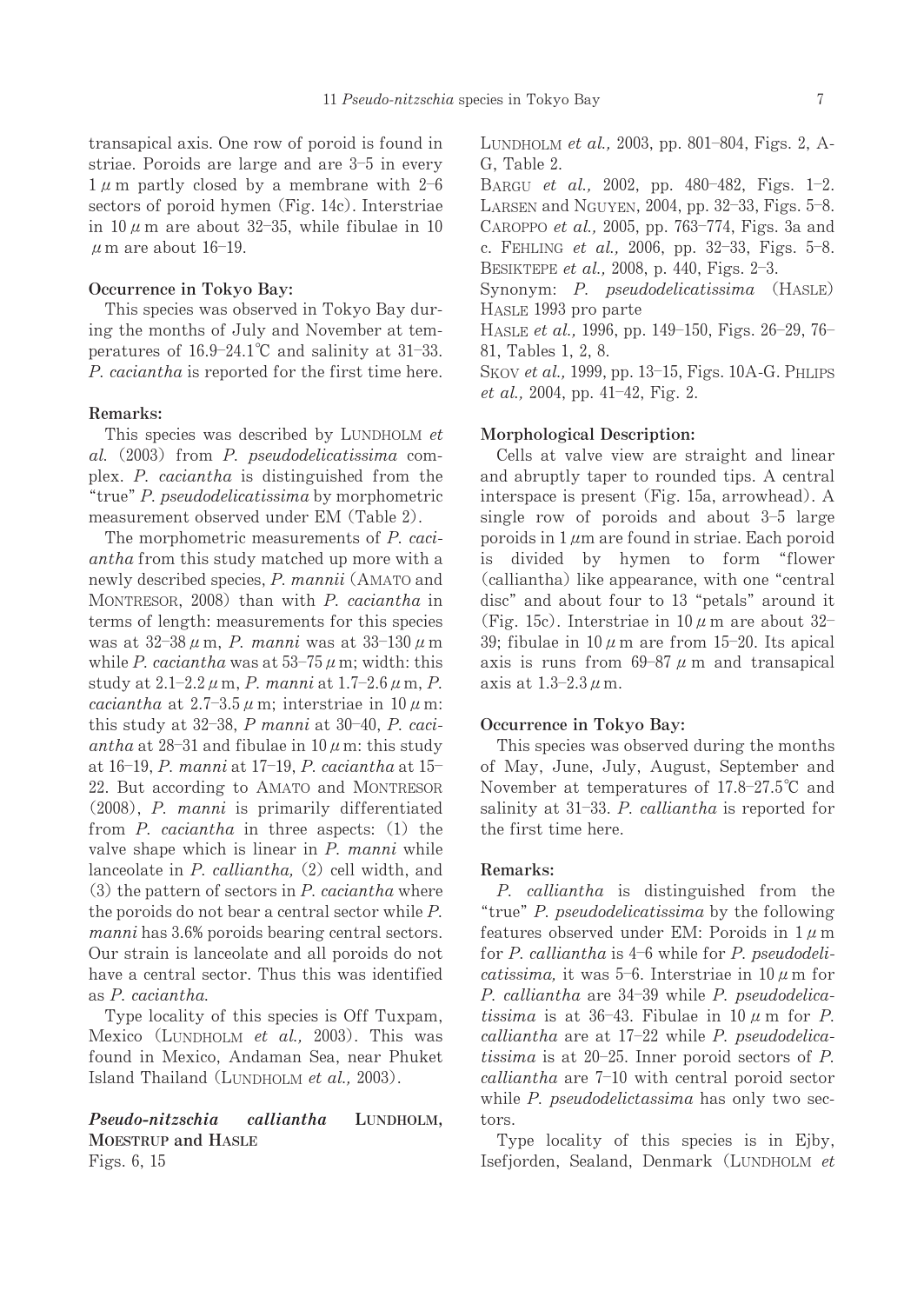transapical axis. One row of poroid is found in striae. Poroids are large and are 3–5 in every 1 μm partly closed by a membrane with 2–6 sectors of poroid hymen (Fig. 14c). Interstriae in 10 μm are about 32–35, while fibulae in 10 μm are about 16–19.

**Occurrence in Tokyo Bay:**

This species was observed in Tokyo Bay during the months of July and November at temperatures of 16.9–24.1℃ and salinity at 31–33. *P. caciantha* is reported for the first time here.

**Remarks:**

This species was described by LUNDHOLM *et al.* (2003) from *P. pseudodelicatissima* complex. *P. caciantha* is distinguished from the "true" *P. pseudodelicatissima* by morphometric measurement observed under EM (Table 2).

The morphometric measurements of *P. caciantha* from this study matched up more with a newly described species, *P. mannii* (AMATO and MONTRESOR, 2008) than with *P. caciantha* in terms of length: measurements for this species was at 32–38 μm, *P. manni* was at 33–130 μm while *P. caciantha* was at 53–75 μm; width: this study at 2.1–2.2 μm, *P. manni* at 1.7–2.6 μm, *P. caciantha* at 2.7–3.5 μm; interstriae in 10 μm: this study at 32–38, *P manni* at 30–40, *P. caciantha* at 28–31 and fibulae in 10 μm: this study at 16–19, *P. manni* at 17–19, *P. caciantha* at 15–22. But according to AMATO and MONTRESOR (2008), *P. manni* is primarily differentiated from *P. caciantha* in three aspects: (1) the valve shape which is linear in *P. manni* while lanceolate in *P. calliantha,* (2) cell width, and (3) the pattern of sectors in *P. caciantha* where the poroids do not bear a central sector while *P. manni* has 3.6% poroids bearing central sectors. Our strain is lanceolate and all poroids do not have a central sector. Thus this was identified as *P. caciantha.*

Type locality of this species is Off Tuxpam, Mexico (LUNDHOLM *et al.,* 2003). This was found in Mexico, Andaman Sea, near Phuket Island Thailand (LUNDHOLM *et al.,* 2003).

***Pseudo-nitzschia calliantha* LUNDHOLM, MOESTRUP and HASLE**

Figs. 6, 15

LUNDHOLM *et al.,* 2003, pp. 801–804, Figs. 2, A-G, Table 2.
BARGU *et al.,* 2002, pp. 480–482, Figs. 1–2.
LARSEN and NGUYEN, 2004, pp. 32–33, Figs. 5–8.
CAROPPO *et al.,* 2005, pp. 763–774, Figs. 3a and c. FEHLING *et al.,* 2006, pp. 32–33, Figs. 5–8.
BESIKTEPE *et al.,* 2008, p. 440, Figs. 2–3.
Synonym: *P. pseudodelicatissima* (HASLE) HASLE 1993 pro parte
HASLE *et al.,* 1996, pp. 149–150, Figs. 26–29, 76–81, Tables 1, 2, 8.
SKOV *et al.,* 1999, pp. 13–15, Figs. 10A-G. PHLIPS *et al.,* 2004, pp. 41–42, Fig. 2.

**Morphological Description:**

Cells at valve view are straight and linear and abruptly taper to rounded tips. A central interspace is present (Fig. 15a, arrowhead). A single row of poroids and about 3–5 large poroids in 1 μm are found in striae. Each poroid is divided by hymen to form "flower (calliantha) like appearance, with one "central disc" and about four to 13 "petals" around it (Fig. 15c). Interstriae in 10 μm are about 32–39; fibulae in 10 μm are from 15–20. Its apical axis is runs from 69–87 μm and transapical axis at 1.3–2.3 μm.

**Occurrence in Tokyo Bay:**

This species was observed during the months of May, June, July, August, September and November at temperatures of 17.8–27.5℃ and salinity at 31–33. *P. calliantha* is reported for the first time here.

**Remarks:**

*P. calliantha* is distinguished from the "true" *P. pseudodelicatissima* by the following features observed under EM: Poroids in 1 μm for *P. calliantha* is 4–6 while for *P. pseudodelicatissima,* it was 5–6. Interstriae in 10 μm for *P. calliantha* are 34–39 while *P. pseudodelicatissima* is at 36–43. Fibulae in 10 μm for *P. calliantha* are at 17–22 while *P. pseudodelicatissima* is at 20–25. Inner poroid sectors of *P. calliantha* are 7–10 with central poroid sector while *P. pseudodelictassima* has only two sectors.

Type locality of this species is in Ejby, Isefjorden, Sealand, Denmark (LUNDHOLM *et*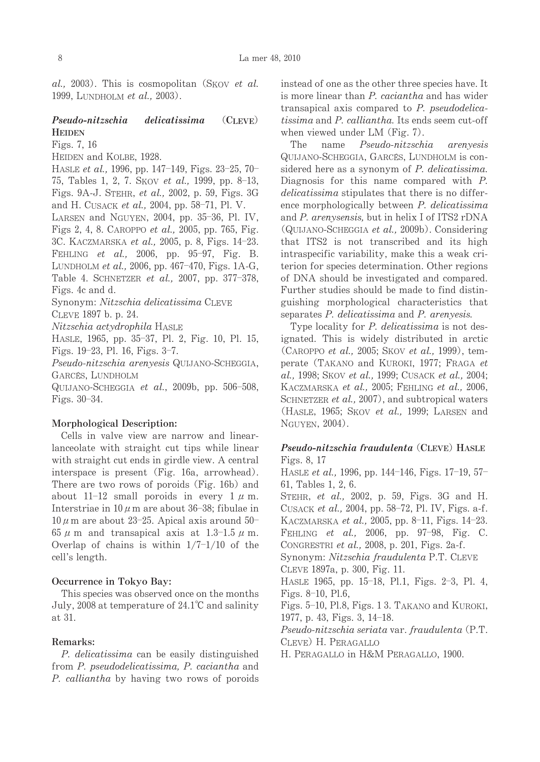al., 2003). This is cosmopolitan (SKOV *et al.* 1999, LUNDHOLM *et al.,* 2003).

### ***Pseudo-nitzschia delicatissima*** **(CLEVE) HEIDEN**

Figs. 7, 16

HEIDEN and KOLBE, 1928.

HASLE *et al.,* 1996, pp. 147–149, Figs. 23–25, 70–75, Tables 1, 2, 7. SKOV *et al.,* 1999, pp. 8–13, Figs. 9A-J. STEHR, *et al.,* 2002, p. 59, Figs. 3G and H. CUSACK *et al.,* 2004, pp. 58–71, Pl. V. LARSEN and NGUYEN, 2004, pp. 35–36, Pl. IV, Figs 2, 4, 8. CAROPPO *et al.,* 2005, pp. 765, Fig. 3C. KACZMARSKA *et al.,* 2005, p. 8, Figs. 14–23. FEHLING *et al.,* 2006, pp. 95–97, Fig. B. LUNDHOLM *et al.,* 2006, pp. 467–470, Figs. 1A-G, Table 4. SCHNETZER *et al.,* 2007, pp. 377–378, Figs. 4c and d.

Synonym: *Nitzschia delicatissima* CLEVE

CLEVE 1897 b. p. 24.

*Nitzschia actydrophila* HASLE

HASLE, 1965, pp. 35–37, Pl. 2, Fig. 10, Pl. 15, Figs. 19–23, Pl. 16, Figs. 3–7.

*Pseudo-nitzschia arenyesis* QUIJANO-SCHEGGIA, GARCÉS, LUNDHOLM

QUIJANO-SCHEGGIA *et al.*, 2009b, pp. 506–508, Figs. 30–34.

#### Morphological Description:

Cells in valve view are narrow and linear-lanceolate with straight cut tips while linear with straight cut ends in girdle view. A central interspace is present (Fig. 16a, arrowhead). There are two rows of poroids (Fig. 16b) and about 11–12 small poroids in every 1 $\mu$m. Interstriae in 10 $\mu$m are about 36–38; fibulae in 10 $\mu$m are about 23–25. Apical axis around 50–65 $\mu$m and transapical axis at 1.3–1.5 $\mu$m. Overlap of chains is within 1/7–1/10 of the cell's length.

#### Occurrence in Tokyo Bay:

This species was observed once on the months July, 2008 at temperature of 24.1℃ and salinity at 31.

#### Remarks:

*P. delicatissima* can be easily distinguished from *P. pseudodelicatissima, P. caciantha* and *P. calliantha* by having two rows of poroids instead of one as the other three species have. It is more linear than *P. caciantha* and has wider transapical axis compared to *P. pseudodelicatissima* and *P. calliantha.* Its ends seem cut-off when viewed under LM (Fig. 7).

The name *Pseudo-nitzschia arenyesis* QUIJANO-SCHEGGIA, GARCÉS, LUNDHOLM is considered here as a synonym of *P. delicatissima.* Diagnosis for this name compared with *P. delicatissima* stipulates that there is no difference morphologically between *P. delicatissima* and *P. arenysensis,* but in helix I of ITS2 rDNA (QUIJANO-SCHEGGIA *et al.,* 2009b). Considering that ITS2 is not transcribed and its high intraspecific variability, make this a weak criterion for species determination. Other regions of DNA should be investigated and compared. Further studies should be made to find distinguishing morphological characteristics that separates *P. delicatissima* and *P. arenyesis.*

Type locality for *P. delicatissima* is not designated. This is widely distributed in arctic (CAROPPO *et al.,* 2005; SKOV *et al.,* 1999), temperate (TAKANO and KUROKI, 1977; FRAGA *et al.,* 1998; SKOV *et al.,* 1999; CUSACK *et al.,* 2004; KACZMARSKA *et al.,* 2005; FEHLING *et al.,* 2006, SCHNETZER *et al.,* 2007), and subtropical waters (HASLE, 1965; SKOV *et al.,* 1999; LARSEN and NGUYEN, 2004).

### ***Pseudo-nitzschia fraudulenta*** **(CLEVE) HASLE**

Figs. 8, 17

HASLE *et al.,* 1996, pp. 144–146, Figs. 17–19, 57–61, Tables 1, 2, 6.

STEHR, *et al.,* 2002, p. 59, Figs. 3G and H. CUSACK *et al.,* 2004, pp. 58–72, Pl. IV, Figs. a-f. KACZMARSKA *et al.,* 2005, pp. 8–11, Figs. 14–23. FEHLING *et al.,* 2006, pp. 97–98, Fig. C. CONGRESTRI *et al.,* 2008, p. 201, Figs. 2a-f.

Synonym: *Nitzschia fraudulenta* P.T. CLEVE

CLEVE 1897a, p. 300, Fig. 11.

HASLE 1965, pp. 15–18, Pl.1, Figs. 2–3, Pl. 4, Figs. 8–10, Pl.6,

Figs. 5–10, Pl.8, Figs. 1 3. TAKANO and KUROKI, 1977, p. 43, Figs. 3, 14–18.

*Pseudo-nitzschia seriata* var. *fraudulenta* (P.T. CLEVE) H. PERAGALLO

H. PERAGALLO in H&M PERAGALLO, 1900.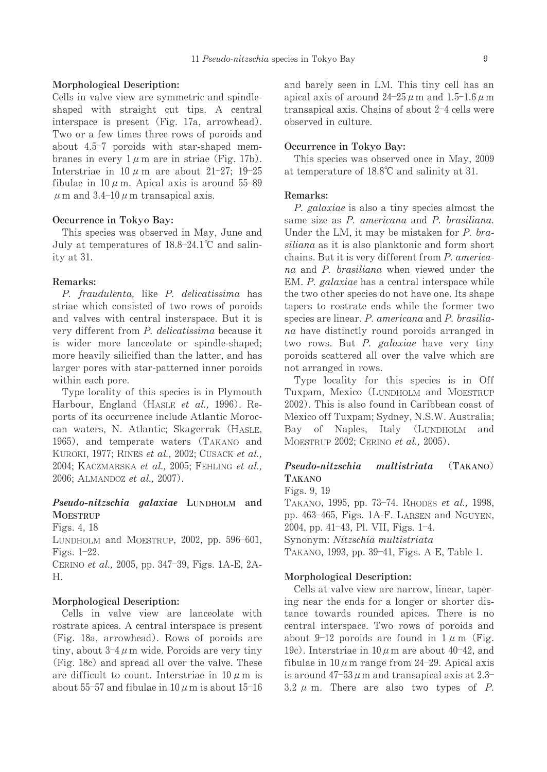**Morphological Description:**

Cells in valve view are symmetric and spindle-shaped with straight cut tips. A central interspace is present (Fig. 17a, arrowhead). Two or a few times three rows of poroids and about 4.5–7 poroids with star-shaped membranes in every 1 μm are in striae (Fig. 17b). Interstriae in 10 μm are about 21–27; 19–25 fibulae in 10 μm. Apical axis is around 55–89 μm and 3.4–10 μm transapical axis.

**Occurrence in Tokyo Bay:**

This species was observed in May, June and July at temperatures of 18.8–24.1℃ and salinity at 31.

**Remarks:**

*P. fraudulenta,* like *P. delicatissima* has striae which consisted of two rows of poroids and valves with central insterspace. But it is very different from *P. delicatissima* because it is wider more lanceolate or spindle-shaped; more heavily silicified than the latter, and has larger pores with star-patterned inner poroids within each pore.

Type locality of this species is in Plymouth Harbour, England (Hasle *et al.,* 1996). Reports of its occurrence include Atlantic Moroccan waters, N. Atlantic; Skagerrak (Hasle, 1965), and temperate waters (Takano and Kuroki, 1977; Rines *et al.,* 2002; Cusack *et al.,* 2004; Kaczmarska *et al.,* 2005; Fehling *et al.,* 2006; Almandoz *et al.,* 2007).

### *Pseudo-nitzschia galaxiae* Lundholm and Moestrup

Figs. 4, 18

Lundholm and Moestrup, 2002, pp. 596–601, Figs. 1–22.

Cerino *et al.,* 2005, pp. 347–39, Figs. 1A-E, 2A-H.

**Morphological Description:**

Cells in valve view are lanceolate with rostrate apices. A central interspace is present (Fig. 18a, arrowhead). Rows of poroids are tiny, about 3–4 μm wide. Poroids are very tiny (Fig. 18c) and spread all over the valve. These are difficult to count. Interstriae in 10 μm is about 55–57 and fibulae in 10 μm is about 15–16 and barely seen in LM. This tiny cell has an apical axis of around 24–25 μm and 1.5–1.6 μm transapical axis. Chains of about 2–4 cells were observed in culture.

**Occurrence in Tokyo Bay:**

This species was observed once in May, 2009 at temperature of 18.8℃ and salinity at 31.

**Remarks:**

*P. galaxiae* is also a tiny species almost the same size as *P. americana* and *P. brasiliana.* Under the LM, it may be mistaken for *P. brasiliana* as it is also planktonic and form short chains. But it is very different from *P. americana* and *P. brasiliana* when viewed under the EM. *P. galaxiae* has a central interspace while the two other species do not have one. Its shape tapers to rostrate ends while the former two species are linear. *P. americana* and *P. brasiliana* have distinctly round poroids arranged in two rows. But *P. galaxiae* have very tiny poroids scattered all over the valve which are not arranged in rows.

Type locality for this species is in Off Tuxpam, Mexico (Lundholm and Moestrup 2002). This is also found in Caribbean coast of Mexico off Tuxpam; Sydney, N.S.W. Australia; Bay of Naples, Italy (Lundholm and Moestrup 2002; Cerino *et al.,* 2005).

### *Pseudo-nitzschia multistriata* (Takano) Takano

Figs. 9, 19

Takano, 1995, pp. 73–74. Rhodes *et al.,* 1998, pp. 463–465, Figs. 1A-F. Larsen and Nguyen, 2004, pp. 41–43, Pl. VII, Figs. 1–4.

Synonym: *Nitzschia multistriata*

Takano, 1993, pp. 39–41, Figs. A-E, Table 1.

**Morphological Description:**

Cells at valve view are narrow, linear, tapering near the ends for a longer or shorter distance towards rounded apices. There is no central interspace. Two rows of poroids and about 9–12 poroids are found in 1 μm (Fig. 19c). Interstriae in 10 μm are about 40–42, and fibulae in 10 μm range from 24–29. Apical axis is around 47–53 μm and transapical axis at 2.3–3.2 μm. There are also two types of *P.*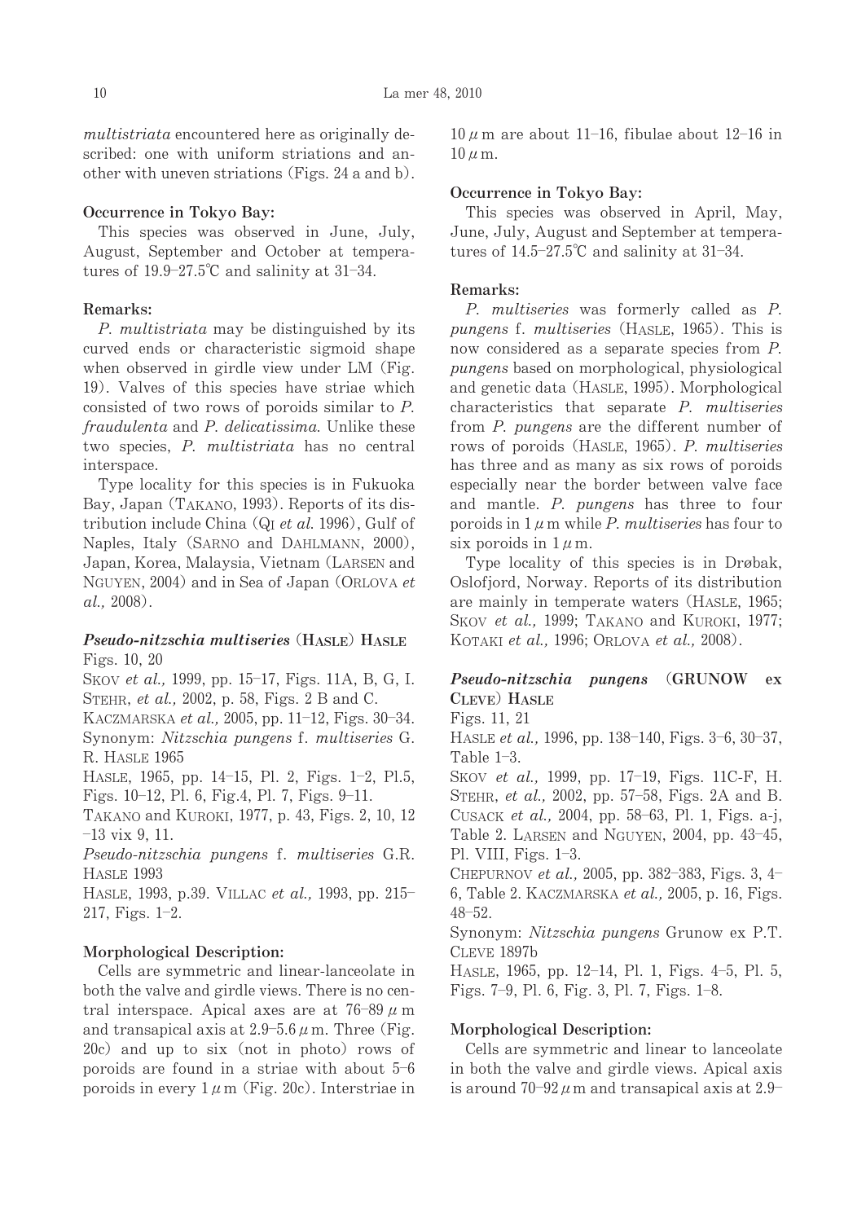*multistriata* encountered here as originally described: one with uniform striations and another with uneven striations (Figs. 24 a and b).

**Occurrence in Tokyo Bay:**

This species was observed in June, July, August, September and October at temperatures of 19.9–27.5℃ and salinity at 31–34.

**Remarks:**

*P. multistriata* may be distinguished by its curved ends or characteristic sigmoid shape when observed in girdle view under LM (Fig. 19). Valves of this species have striae which consisted of two rows of poroids similar to *P. fraudulenta* and *P. delicatissima*. Unlike these two species, *P. multistriata* has no central interspace.

Type locality for this species is in Fukuoka Bay, Japan (TAKANO, 1993). Reports of its distribution include China (QI *et al.* 1996), Gulf of Naples, Italy (SARNO and DAHLMANN, 2000), Japan, Korea, Malaysia, Vietnam (LARSEN and NGUYEN, 2004) and in Sea of Japan (ORLOVA *et al.,* 2008).

### *Pseudo-nitzschia multiseries* (HASLE) HASLE

Figs. 10, 20

SKOV *et al.,* 1999, pp. 15–17, Figs. 11A, B, G, I. STEHR, *et al.,* 2002, p. 58, Figs. 2 B and C.
KACZMARSKA *et al.,* 2005, pp. 11–12, Figs. 30–34.
Synonym: *Nitzschia pungens* f. *multiseries* G. R. HASLE 1965
HASLE, 1965, pp. 14–15, Pl. 2, Figs. 1–2, Pl.5, Figs. 10–12, Pl. 6, Fig.4, Pl. 7, Figs. 9–11.
TAKANO and KUROKI, 1977, p. 43, Figs. 2, 10, 12 –13 vix 9, 11.
*Pseudo-nitzschia pungens* f. *multiseries* G.R. HASLE 1993
HASLE, 1993, p.39. VILLAC *et al.,* 1993, pp. 215–217, Figs. 1–2.

**Morphological Description:**

Cells are symmetric and linear-lanceolate in both the valve and girdle views. There is no central interspace. Apical axes are at 76–89 $\mu$m and transapical axis at 2.9–5.6 $\mu$m. Three (Fig. 20c) and up to six (not in photo) rows of poroids are found in a striae with about 5–6 poroids in every 1 $\mu$m (Fig. 20c). Interstriae in 10 $\mu$m are about 11–16, fibulae about 12–16 in 10 $\mu$m.

**Occurrence in Tokyo Bay:**

This species was observed in April, May, June, July, August and September at temperatures of 14.5–27.5℃ and salinity at 31–34.

**Remarks:**

*P. multiseries* was formerly called as *P. pungens* f. *multiseries* (HASLE, 1965). This is now considered as a separate species from *P. pungens* based on morphological, physiological and genetic data (HASLE, 1995). Morphological characteristics that separate *P. multiseries* from *P. pungens* are the different number of rows of poroids (HASLE, 1965). *P. multiseries* has three and as many as six rows of poroids especially near the border between valve face and mantle. *P. pungens* has three to four poroids in 1 $\mu$m while *P. multiseries* has four to six poroids in 1 $\mu$m.

Type locality of this species is in Drøbak, Oslofjord, Norway. Reports of its distribution are mainly in temperate waters (HASLE, 1965; SKOV *et al.,* 1999; TAKANO and KUROKI, 1977; KOTAKI *et al.,* 1996; ORLOVA *et al.,* 2008).

### *Pseudo-nitzschia pungens* (GRUNOW ex CLEVE) HASLE

Figs. 11, 21

HASLE *et al.,* 1996, pp. 138–140, Figs. 3–6, 30–37, Table 1–3.
SKOV *et al.,* 1999, pp. 17–19, Figs. 11C-F, H. STEHR, *et al.,* 2002, pp. 57–58, Figs. 2A and B. CUSACK *et al.,* 2004, pp. 58–63, Pl. 1, Figs. a-j, Table 2. LARSEN and NGUYEN, 2004, pp. 43–45, Pl. VIII, Figs. 1–3.
CHEPURNOV *et al.,* 2005, pp. 382–383, Figs. 3, 4–6, Table 2. KACZMARSKA *et al.,* 2005, p. 16, Figs. 48–52.
Synonym: *Nitzschia pungens* Grunow ex P.T. CLEVE 1897b
HASLE, 1965, pp. 12–14, Pl. 1, Figs. 4–5, Pl. 5, Figs. 7–9, Pl. 6, Fig. 3, Pl. 7, Figs. 1–8.

**Morphological Description:**

Cells are symmetric and linear to lanceolate in both the valve and girdle views. Apical axis is around 70–92 $\mu$m and transapical axis at 2.9–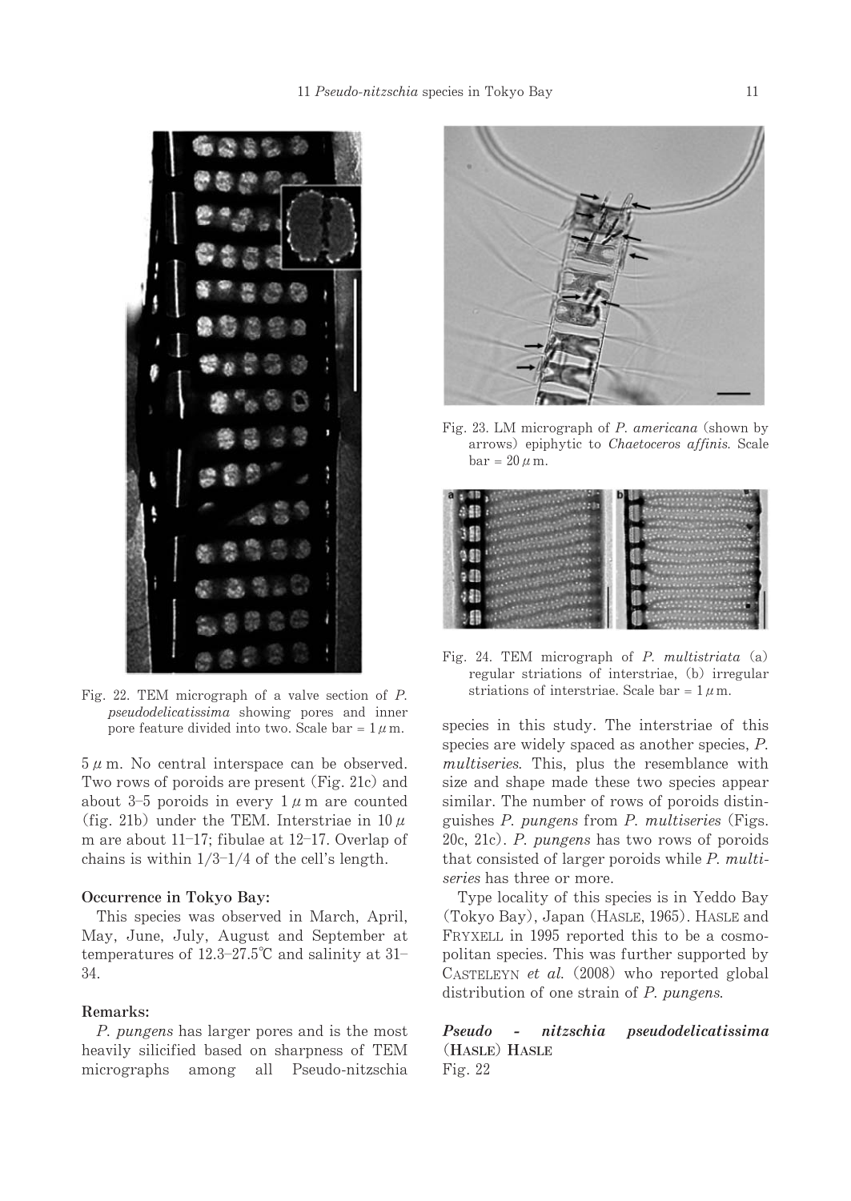Fig. 22. TEM micrograph of a valve section of *P. pseudodelicatissima* showing pores and inner pore feature divided into two. Scale bar = 1 μm.

5 μm. No central interspace can be observed. Two rows of poroids are present (Fig. 21c) and about 3–5 poroids in every 1 μm are counted (fig. 21b) under the TEM. Interstriae in 10 μm are about 11–17; fibulae at 12–17. Overlap of chains is within 1/3–1/4 of the cell's length.

**Occurrence in Tokyo Bay:**

This species was observed in March, April, May, June, July, August and September at temperatures of 12.3–27.5℃ and salinity at 31–34.

**Remarks:**

*P. pungens* has larger pores and is the most heavily silicified based on sharpness of TEM micrographs among all Pseudo-nitzschia species in this study. The interstriae of this species are widely spaced as another species, *P. multiseries*. This, plus the resemblance with size and shape made these two species appear similar. The number of rows of poroids distinguishes *P. pungens* from *P. multiseries* (Figs. 20c, 21c). *P. pungens* has two rows of poroids that consisted of larger poroids while *P. multiseries* has three or more.

Type locality of this species is in Yeddo Bay (Tokyo Bay), Japan (Hasle, 1965). Hasle and Fryxell in 1995 reported this to be a cosmopolitan species. This was further supported by Casteleyn *et al.* (2008) who reported global distribution of one strain of *P. pungens*.

Fig. 23. LM micrograph of *P. americana* (shown by arrows) epiphytic to *Chaetoceros affinis*. Scale bar = 20 μm.

Fig. 24. TEM micrograph of *P. multistriata* (a) regular striations of interstriae, (b) irregular striations of interstriae. Scale bar = 1 μm.

***Pseudo - nitzschia pseudodelicatissima* (Hasle) Hasle**

Fig. 22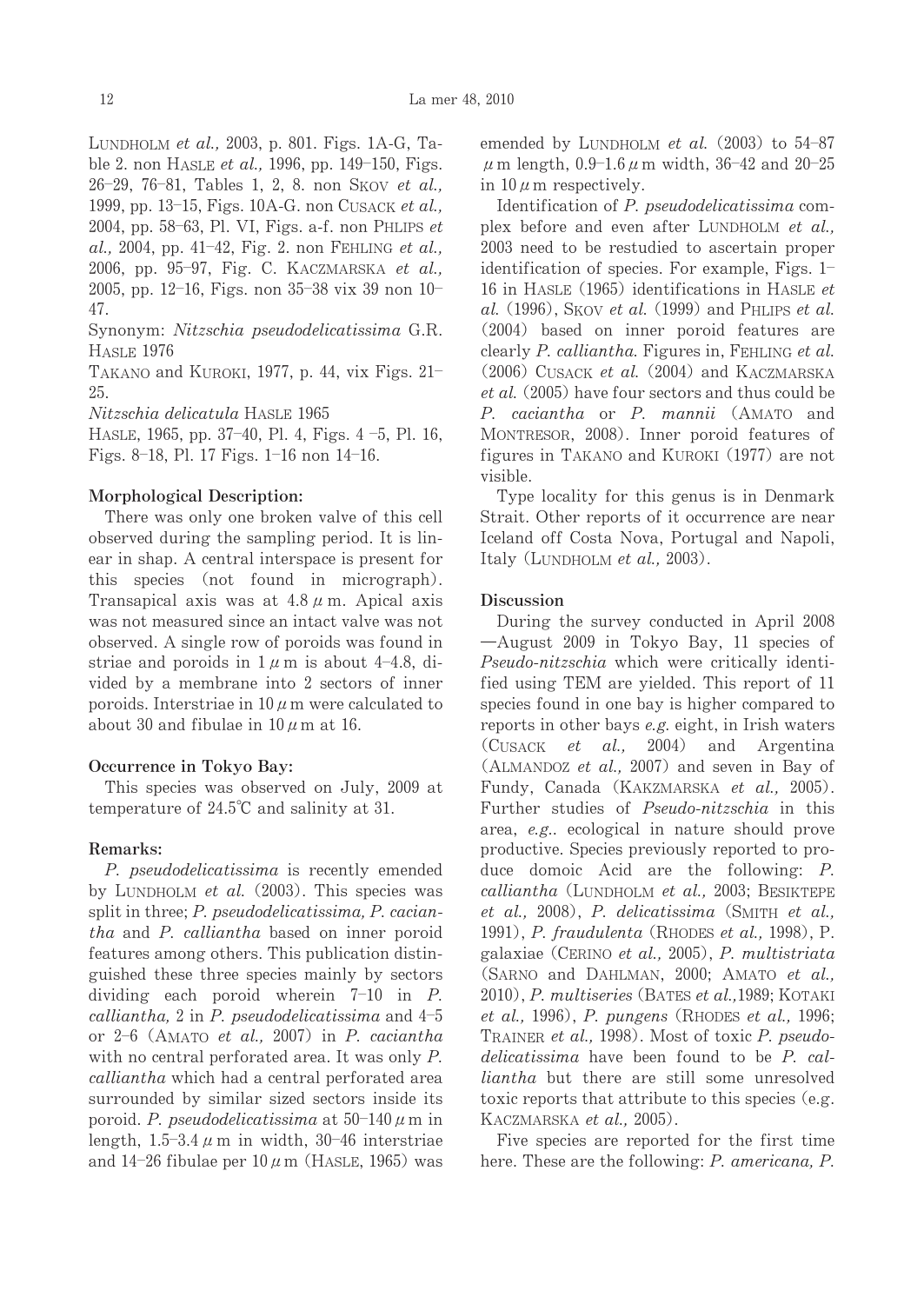LUNDHOLM *et al.,* 2003, p. 801. Figs. 1A-G, Table 2. non HASLE *et al.,* 1996, pp. 149–150, Figs. 26–29, 76–81, Tables 1, 2, 8. non SKOV *et al.,* 1999, pp. 13–15, Figs. 10A-G. non CUSACK *et al.,* 2004, pp. 58–63, Pl. VI, Figs. a-f. non PHLIPS *et al.,* 2004, pp. 41–42, Fig. 2. non FEHLING *et al.,* 2006, pp. 95–97, Fig. C. KACZMARSKA *et al.,* 2005, pp. 12–16, Figs. non 35–38 vix 39 non 10–47.

Synonym: *Nitzschia pseudodelicatissima* G.R. HASLE 1976

TAKANO and KUROKI, 1977, p. 44, vix Figs. 21–25.

*Nitzschia delicatula* HASLE 1965

HASLE, 1965, pp. 37–40, Pl. 4, Figs. 4 –5, Pl. 16, Figs. 8–18, Pl. 17 Figs. 1–16 non 14–16.

**Morphological Description:**

There was only one broken valve of this cell observed during the sampling period. It is linear in shap. A central interspace is present for this species (not found in micrograph). Transapical axis was at 4.8 $\mu$m. Apical axis was not measured since an intact valve was not observed. A single row of poroids was found in striae and poroids in 1 $\mu$m is about 4–4.8, divided by a membrane into 2 sectors of inner poroids. Interstriae in 10 $\mu$m were calculated to about 30 and fibulae in 10 $\mu$m at 16.

**Occurrence in Tokyo Bay:**

This species was observed on July, 2009 at temperature of 24.5℃ and salinity at 31.

**Remarks:**

*P. pseudodelicatissima* is recently emended by LUNDHOLM *et al.* (2003). This species was split in three; *P. pseudodelicatissima, P. caciantha* and *P. calliantha* based on inner poroid features among others. This publication distinguished these three species mainly by sectors dividing each poroid wherein 7–10 in *P. calliantha,* 2 in *P. pseudodelicatissima* and 4–5 or 2–6 (AMATO *et al.,* 2007) in *P. caciantha* with no central perforated area. It was only *P. calliantha* which had a central perforated area surrounded by similar sized sectors inside its poroid. *P. pseudodelicatissima* at 50–140 $\mu$m in length, 1.5–3.4 $\mu$m in width, 30–46 interstriae and 14–26 fibulae per 10 $\mu$m (HASLE, 1965) was emended by LUNDHOLM *et al.* (2003) to 54–87 $\mu$m length, 0.9–1.6 $\mu$m width, 36–42 and 20–25 in 10 $\mu$m respectively.

Identification of *P. pseudodelicatissima* complex before and even after LUNDHOLM *et al.,* 2003 need to be restudied to ascertain proper identification of species. For example, Figs. 1–16 in HASLE (1965) identifications in HASLE *et al.* (1996), SKOV *et al.* (1999) and PHLIPS *et al.* (2004) based on inner poroid features are clearly *P. calliantha*. Figures in, FEHLING *et al.* (2006) CUSACK *et al.* (2004) and KACZMARSKA *et al.* (2005) have four sectors and thus could be *P. caciantha* or *P. mannii* (AMATO and MONTRESOR, 2008). Inner poroid features of figures in TAKANO and KUROKI (1977) are not visible.

Type locality for this genus is in Denmark Strait. Other reports of it occurrence are near Iceland off Costa Nova, Portugal and Napoli, Italy (LUNDHOLM *et al.,* 2003).

**Discussion**

During the survey conducted in April 2008 —August 2009 in Tokyo Bay, 11 species of *Pseudo-nitzschia* which were critically identified using TEM are yielded. This report of 11 species found in one bay is higher compared to reports in other bays *e.g.* eight, in Irish waters (CUSACK *et al.,* 2004) and Argentina (ALMANDOZ *et al.,* 2007) and seven in Bay of Fundy, Canada (KAKZMARSKA *et al.,* 2005). Further studies of *Pseudo-nitzschia* in this area, *e.g.*. ecological in nature should prove productive. Species previously reported to produce domoic Acid are the following: *P. calliantha* (LUNDHOLM *et al.,* 2003; BESIKTEPE *et al.,* 2008), *P. delicatissima* (SMITH *et al.,* 1991), *P. fraudulenta* (RHODES *et al.,* 1998), P. galaxiae (CERINO *et al.,* 2005), *P. multistriata* (SARNO and DAHLMAN, 2000; AMATO *et al.,* 2010), *P. multiseries* (BATES *et al.,*1989; KOTAKI *et al.,* 1996), *P. pungens* (RHODES *et al.,* 1996; TRAINER *et al.,* 1998). Most of toxic *P. pseudodelicatissima* have been found to be *P. calliantha* but there are still some unresolved toxic reports that attribute to this species (e.g. KACZMARSKA *et al.,* 2005).

Five species are reported for the first time here. These are the following: *P. americana, P.*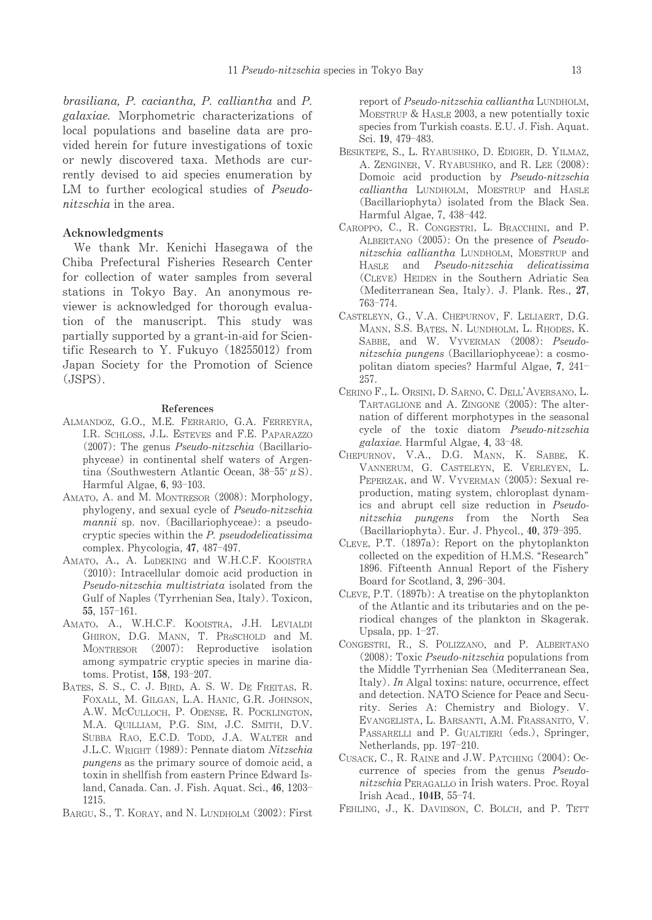*brasiliana, P. caciantha, P. calliantha* and *P. galaxiae*. Morphometric characterizations of local populations and baseline data are provided herein for future investigations of toxic or newly discovered taxa. Methods are currently devised to aid species enumeration by LM to further ecological studies of *Pseudo-nitzschia* in the area.

## Acknowledgments

We thank Mr. Kenichi Hasegawa of the Chiba Prefectural Fisheries Research Center for collection of water samples from several stations in Tokyo Bay. An anonymous reviewer is acknowledged for thorough evaluation of the manuscript. This study was partially supported by a grant-in-aid for Scientific Research to Y. Fukuyo (18255012) from Japan Society for the Promotion of Science (JSPS).

## References

Almandoz, G.O., M.E. Ferrario, G.A. Ferreyra, I.R. Schloss, J.L. Esteves and F.E. Paparazzo (2007): The genus *Pseudo-nitzschia* (Bacillariophyceae) in continental shelf waters of Argentina (Southwestern Atlantic Ocean, 38–55° μS). Harmful Algae, **6**, 93–103.

Amato, A. and M. Montresor (2008): Morphology, phylogeny, and sexual cycle of *Pseudo-nitzschia mannii* sp. nov. (Bacillariophyceae): a pseudo-cryptic species within the *P. pseudodelicatissima* complex. Phycologia, **47**, 487–497.

Amato, A., A. Lüdeking and W.H.C.F. Kooistra (2010): Intracellular domoic acid production in *Pseudo-nitzschia multistriata* isolated from the Gulf of Naples (Tyrrhenian Sea, Italy). Toxicon, **55**, 157–161.

Amato, A., W.H.C.F. Kooistra, J.H. Levialdi Ghiron, D.G. Mann, T. Pröschold and M. Montresor (2007): Reproductive isolation among sympatric cryptic species in marine diatoms. Protist, **158**, 193–207.

Bates, S. S., C. J. Bird, A. S. W. De Freitas, R. Foxall, M. Gilgan, L.A. Hanic, G.R. Johnson, A.W. McCulloch, P. Odense, R. Pocklington, M.A. Quilliam, P.G. Sim, J.C. Smith, D.V. Subba Rao, E.C.D. Todd, J.A. Walter and J.L.C. Wright (1989): Pennate diatom *Nitzschia pungens* as the primary source of domoic acid, a toxin in shellfish from eastern Prince Edward Island, Canada. Can. J. Fish. Aquat. Sci., **46**, 1203–1215.

Bargu, S., T. Koray, and N. Lundholm (2002): First report of *Pseudo-nitzschia calliantha* Lundholm, Moestrup & Hasle 2003, a new potentially toxic species from Turkish coasts. E.U. J. Fish. Aquat. Sci. **19**, 479–483.

Besiktepe, S., L. Ryabushko, D. Ediger, D. Yilmaz, A. Zenginer, V. Ryabushko, and R. Lee (2008): Domoic acid production by *Pseudo-nitzschia calliantha* Lundholm, Moestrup and Hasle (Bacillariophyta) isolated from the Black Sea. Harmful Algae, 7, 438–442.

Caroppo, C., R. Congestri, L. Bracchini, and P. Albertano (2005): On the presence of *Pseudo-nitzschia calliantha* Lundholm, Moestrup and Hasle and *Pseudo-nitzschia delicatissima* (Cleve) Heiden in the Southern Adriatic Sea (Mediterranean Sea, Italy). J. Plank. Res., **27**, 763–774.

Casteleyn, G., V.A. Chepurnov, F. Leliaert, D.G. Mann, S.S. Bates, N. Lundholm, L. Rhodes, K. Sabbe, and W. Vyverman (2008): *Pseudo-nitzschia pungens* (Bacillariophyceae): a cosmopolitan diatom species? Harmful Algae, **7**, 241–257.

Cerino F., L. Orsini, D. Sarno, C. Dell'Aversano, L. Tartaglione and A. Zingone (2005): The alternation of different morphotypes in the seasonal cycle of the toxic diatom *Pseudo-nitzschia galaxiae*. Harmful Algae, **4**, 33–48.

Chepurnov, V.A., D.G. Mann, K. Sabbe, K. Vannerum, G. Casteleyn, E. Verleyen, L. Peperzak, and W. Vyverman (2005): Sexual reproduction, mating system, chloroplast dynamics and abrupt cell size reduction in *Pseudo-nitzschia pungens* from the North Sea (Bacillariophyta). Eur. J. Phycol., **40**, 379–395.

Cleve, P.T. (1897a): Report on the phytoplankton collected on the expedition of H.M.S. "Research" 1896. Fifteenth Annual Report of the Fishery Board for Scotland, **3**, 296–304.

Cleve, P.T. (1897b): A treatise on the phytoplankton of the Atlantic and its tributaries and on the periodical changes of the plankton in Skagerak. Upsala, pp. 1–27.

Congestri, R., S. Polizzano, and P. Albertano (2008): Toxic *Pseudo-nitzschia* populations from the Middle Tyrrhenian Sea (Mediterranean Sea, Italy). *In* Algal toxins: nature, occurrence, effect and detection. NATO Science for Peace and Security. Series A: Chemistry and Biology. V. Evangelista, L. Barsanti, A.M. Frassanito, V. Passarelli and P. Gualtieri (eds.), Springer, Netherlands, pp. 197–210.

Cusack, C., R. Raine and J.W. Patching (2004): Occurrence of species from the genus *Pseudo-nitzschia* Peragallo in Irish waters. Proc. Royal Irish Acad., **104B**, 55–74.

Fehling, J., K. Davidson, C. Bolch, and P. Tett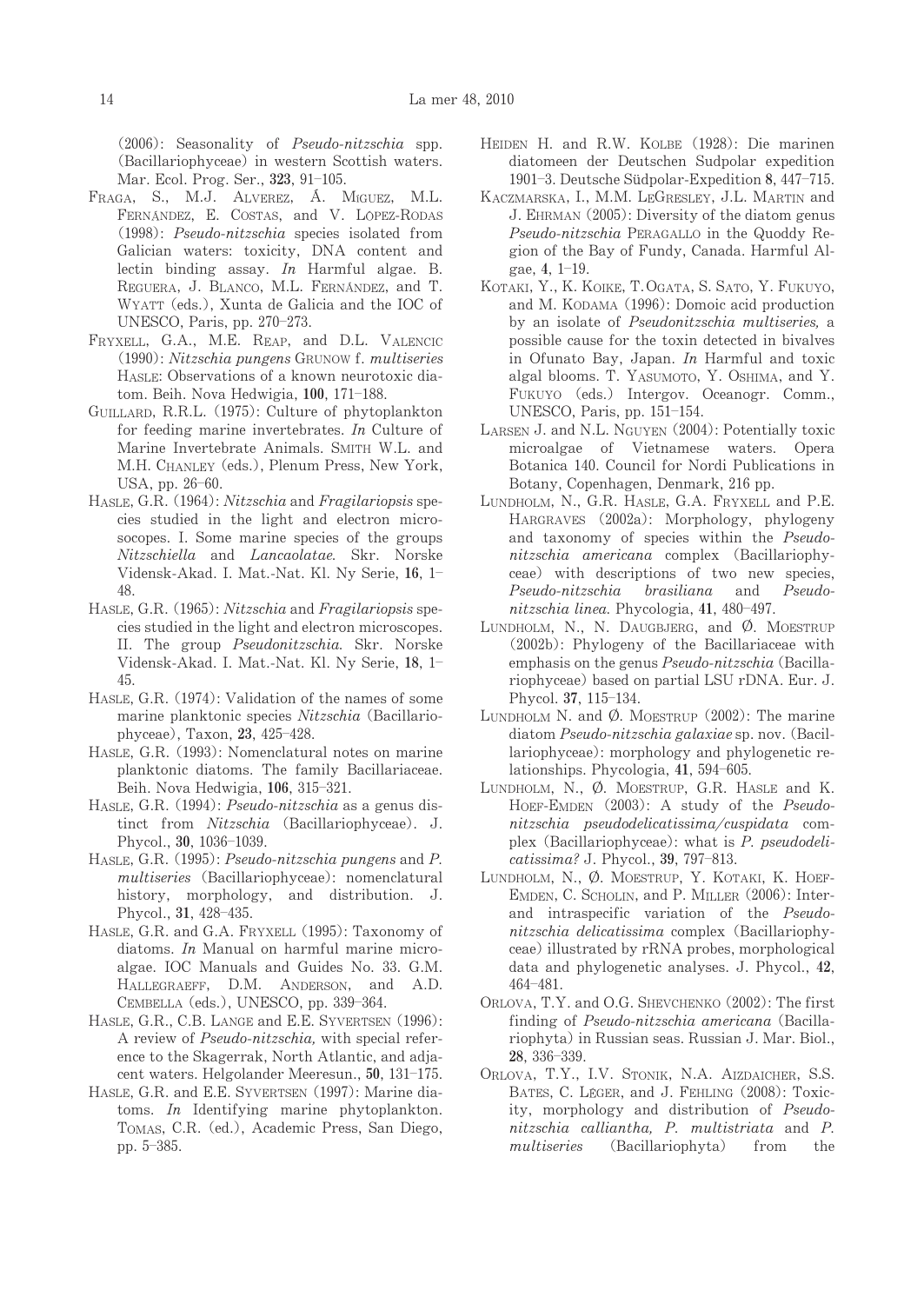(2006): Seasonality of *Pseudo-nitzschia* spp. (Bacillariophyceae) in western Scottish waters. Mar. Ecol. Prog. Ser., **323**, 91–105.

Fraga, S., M.J. Alverez, Á. Miguez, M.L. Fernández, E. Costas, and V. López-Rodas (1998): *Pseudo-nitzschia* species isolated from Galician waters: toxicity, DNA content and lectin binding assay. *In* Harmful algae. B. Reguera, J. Blanco, M.L. Fernández, and T. Wyatt (eds.), Xunta de Galicia and the IOC of UNESCO, Paris, pp. 270–273.

Fryxell, G.A., M.E. Reap, and D.L. Valencic (1990): *Nitzschia pungens* Grunow f. *multiseries* Hasle: Observations of a known neurotoxic diatom. Beih. Nova Hedwigia, **100**, 171–188.

Guillard, R.R.L. (1975): Culture of phytoplankton for feeding marine invertebrates. *In* Culture of Marine Invertebrate Animals. Smith W.L. and M.H. Chanley (eds.), Plenum Press, New York, USA, pp. 26–60.

Hasle, G.R. (1964): *Nitzschia* and *Fragilariopsis* species studied in the light and electron microscopes. I. Some marine species of the groups *Nitzschiella* and *Lancaolatae.* Skr. Norske Vidensk-Akad. I. Mat.-Nat. Kl. Ny Serie, **16**, 1–48.

Hasle, G.R. (1965): *Nitzschia* and *Fragilariopsis* species studied in the light and electron microscopes. II. The group *Pseudonitzschia.* Skr. Norske Vidensk-Akad. I. Mat.-Nat. Kl. Ny Serie, **18**, 1–45.

Hasle, G.R. (1974): Validation of the names of some marine planktonic species *Nitzschia* (Bacillariophyceae), Taxon, **23**, 425–428.

Hasle, G.R. (1993): Nomenclatural notes on marine planktonic diatoms. The family Bacillariaceae. Beih. Nova Hedwigia, **106**, 315–321.

Hasle, G.R. (1994): *Pseudo-nitzschia* as a genus distinct from *Nitzschia* (Bacillariophyceae). J. Phycol., **30**, 1036–1039.

Hasle, G.R. (1995): *Pseudo-nitzschia pungens* and *P. multiseries* (Bacillariophyceae): nomenclatural history, morphology, and distribution. J. Phycol., **31**, 428–435.

Hasle, G.R. and G.A. Fryxell (1995): Taxonomy of diatoms. *In* Manual on harmful marine microalgae. IOC Manuals and Guides No. 33. G.M. Hallegraeff, D.M. Anderson, and A.D. Cembella (eds.), UNESCO, pp. 339–364.

Hasle, G.R., C.B. Lange and E.E. Syvertsen (1996): A review of *Pseudo-nitzschia,* with special reference to the Skagerrak, North Atlantic, and adjacent waters. Helgolander Meeresun., **50**, 131–175.

Hasle, G.R. and E.E. Syvertsen (1997): Marine diatoms. *In* Identifying marine phytoplankton. Tomas, C.R. (ed.), Academic Press, San Diego, pp. 5–385.

Heiden H. and R.W. Kolbe (1928): Die marinen diatomeen der Deutschen Sudpolar expedition 1901–3. Deutsche Südpolar-Expedition **8**, 447–715.

Kaczmarska, I., M.M. LeGresley, J.L. Martin and J. Ehrman (2005): Diversity of the diatom genus *Pseudo-nitzschia* Peragallo in the Quoddy Region of the Bay of Fundy, Canada. Harmful Algae, **4**, 1–19.

Kotaki, Y., K. Koike, T. Ogata, S. Sato, Y. Fukuyo, and M. Kodama (1996): Domoic acid production by an isolate of *Pseudonitzschia multiseries,* a possible cause for the toxin detected in bivalves in Ofunato Bay, Japan. *In* Harmful and toxic algal blooms. T. Yasumoto, Y. Oshima, and Y. Fukuyo (eds.) Intergov. Oceanogr. Comm., UNESCO, Paris, pp. 151–154.

Larsen J. and N.L. Nguyen (2004): Potentially toxic microalgae of Vietnamese waters. Opera Botanica 140. Council for Nordi Publications in Botany, Copenhagen, Denmark, 216 pp.

Lundholm, N., G.R. Hasle, G.A. Fryxell and P.E. Hargraves (2002a): Morphology, phylogeny and taxonomy of species within the *Pseudo-nitzschia americana* complex (Bacillariophyceae) with descriptions of two new species, *Pseudo-nitzschia brasiliana* and *Pseudo-nitzschia linea.* Phycologia, **41**, 480–497.

Lundholm, N., N. Daugbjerg, and Ø. Moestrup (2002b): Phylogeny of the Bacillariaceae with emphasis on the genus *Pseudo-nitzschia* (Bacillariophyceae) based on partial LSU rDNA. Eur. J. Phycol. **37**, 115–134.

Lundholm N. and Ø. Moestrup (2002): The marine diatom *Pseudo-nitzschia galaxiae* sp. nov. (Bacillariophyceae): morphology and phylogenetic relationships. Phycologia, **41**, 594–605.

Lundholm, N., Ø. Moestrup, G.R. Hasle and K. Hoef-Emden (2003): A study of the *Pseudo-nitzschia pseudodelicatissima/cuspidata* complex (Bacillariophyceae): what is *P. pseudodelicatissima?* J. Phycol., **39**, 797–813.

Lundholm, N., Ø. Moestrup, Y. Kotaki, K. Hoef-Emden, C. Scholin, and P. Miller (2006): Inter- and intraspecific variation of the *Pseudo-nitzschia delicatissima* complex (Bacillariophyceae) illustrated by rRNA probes, morphological data and phylogenetic analyses. J. Phycol., **42**, 464–481.

Orlova, T.Y. and O.G. Shevchenko (2002): The first finding of *Pseudo-nitzschia americana* (Bacillariophyta) in Russian seas. Russian J. Mar. Biol., **28**, 336–339.

Orlova, T.Y., I.V. Stonik, N.A. Aizdaicher, S.S. Bates, C. Léger, and J. Fehling (2008): Toxicity, morphology and distribution of *Pseudo-nitzschia calliantha, P. multistriata* and *P. multiseries* (Bacillariophyta) from the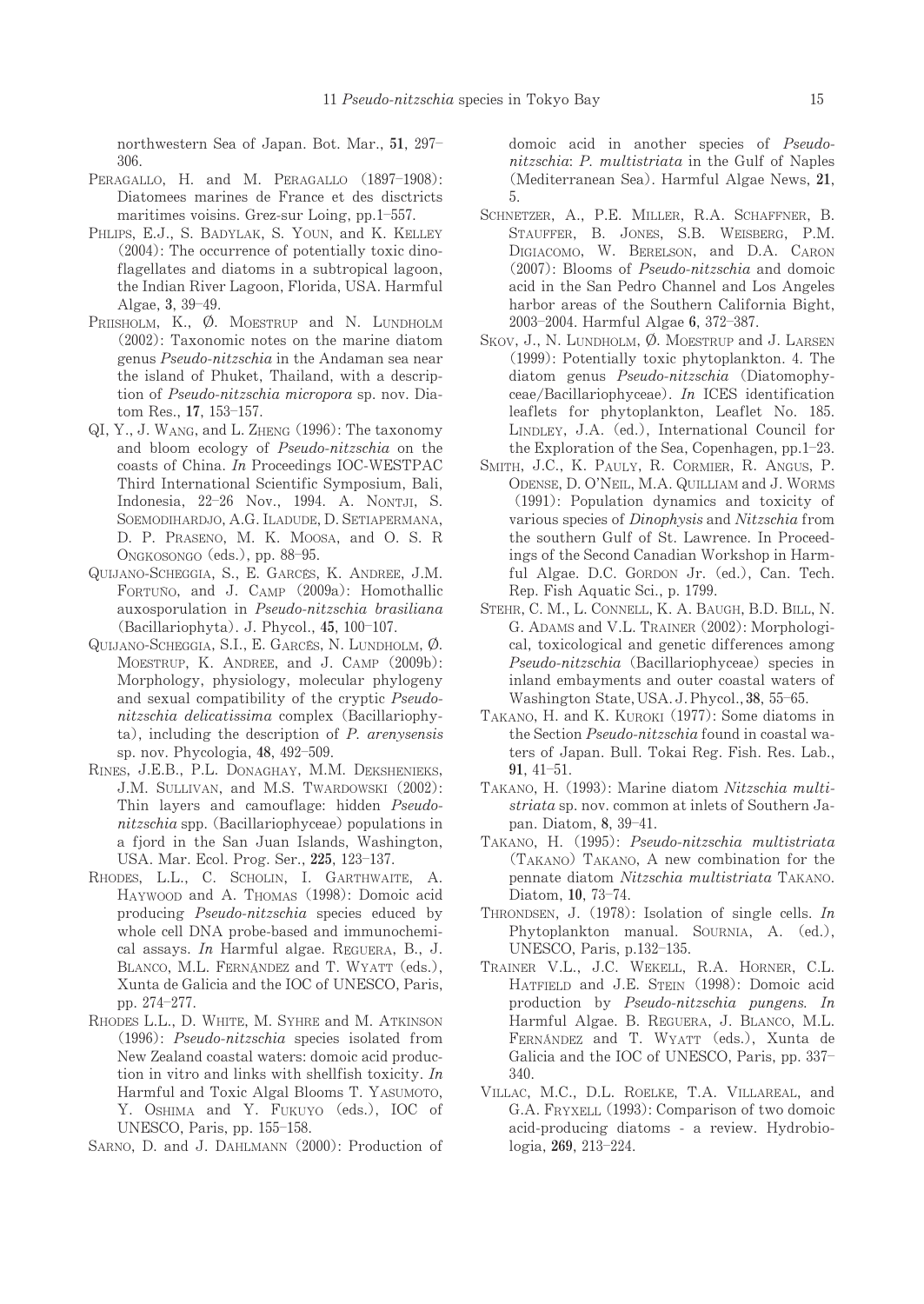northwestern Sea of Japan. Bot. Mar., **51**, 297–306.

Peragallo, H. and M. Peragallo (1897–1908): Diatomees marines de France et des disctricts maritimes voisins. Grez-sur Loing, pp.1–557.

Phlips, E.J., S. Badylak, S. Youn, and K. Kelley (2004): The occurrence of potentially toxic dinoflagellates and diatoms in a subtropical lagoon, the Indian River Lagoon, Florida, USA. Harmful Algae, **3**, 39–49.

Priisholm, K., Ø. Moestrup and N. Lundholm (2002): Taxonomic notes on the marine diatom genus *Pseudo-nitzschia* in the Andaman sea near the island of Phuket, Thailand, with a description of *Pseudo-nitzschia micropora* sp. nov. Diatom Res., **17**, 153–157.

Qi, Y., J. Wang, and L. Zheng (1996): The taxonomy and bloom ecology of *Pseudo-nitzschia* on the coasts of China. *In* Proceedings IOC-WESTPAC Third International Scientific Symposium, Bali, Indonesia, 22–26 Nov., 1994. A. Nontji, S. Soemodihardjo, A.G. Iladude, D. Setiapermana, D. P. Praseno, M. K. Moosa, and O. S. R Ongkosongo (eds.), pp. 88–95.

Quijano-Scheggia, S., E. Garcés, K. Andree, J.M. Fortuño, and J. Camp (2009a): Homothallic auxosporulation in *Pseudo-nitzschia brasiliana* (Bacillariophyta). J. Phycol., **45**, 100–107.

Quijano-Scheggia, S.I., E. Garcés, N. Lundholm, Ø. Moestrup, K. Andree, and J. Camp (2009b): Morphology, physiology, molecular phylogeny and sexual compatibility of the cryptic *Pseudo-nitzschia delicatissima* complex (Bacillariophyta), including the description of *P. arenysensis* sp. nov. Phycologia, **48**, 492–509.

Rines, J.E.B., P.L. Donaghay, M.M. Dekshenieks, J.M. Sullivan, and M.S. Twardowski (2002): Thin layers and camouflage: hidden *Pseudo-nitzschia* spp. (Bacillariophyceae) populations in a fjord in the San Juan Islands, Washington, USA. Mar. Ecol. Prog. Ser., **225**, 123–137.

Rhodes, L.L., C. Scholin, I. Garthwaite, A. Haywood and A. Thomas (1998): Domoic acid producing *Pseudo-nitzschia* species educed by whole cell DNA probe-based and immunochemical assays. *In* Harmful algae. Reguera, B., J. Blanco, M.L. Fernández and T. Wyatt (eds.), Xunta de Galicia and the IOC of UNESCO, Paris, pp. 274–277.

Rhodes L.L., D. White, M. Syhre and M. Atkinson (1996): *Pseudo-nitzschia* species isolated from New Zealand coastal waters: domoic acid production in vitro and links with shellfish toxicity. *In* Harmful and Toxic Algal Blooms T. Yasumoto, Y. Oshima and Y. Fukuyo (eds.), IOC of UNESCO, Paris, pp. 155–158.

Sarno, D. and J. Dahlmann (2000): Production of domoic acid in another species of *Pseudo-nitzschia*: *P. multistriata* in the Gulf of Naples (Mediterranean Sea). Harmful Algae News, **21**, 5.

Schnetzer, A., P.E. Miller, R.A. Schaffner, B. Stauffer, B. Jones, S.B. Weisberg, P.M. Digiacomo, W. Berelson, and D.A. Caron (2007): Blooms of *Pseudo-nitzschia* and domoic acid in the San Pedro Channel and Los Angeles harbor areas of the Southern California Bight, 2003–2004. Harmful Algae **6**, 372–387.

Skov, J., N. Lundholm, Ø. Moestrup and J. Larsen (1999): Potentially toxic phytoplankton. 4. The diatom genus *Pseudo-nitzschia* (Diatomophyceae/Bacillariophyceae). *In* ICES identification leaflets for phytoplankton, Leaflet No. 185. Lindley, J.A. (ed.), International Council for the Exploration of the Sea, Copenhagen, pp.1–23.

Smith, J.C., K. Pauly, R. Cormier, R. Angus, P. Odense, D. O'Neil, M.A. Quilliam and J. Worms (1991): Population dynamics and toxicity of various species of *Dinophysis* and *Nitzschia* from the southern Gulf of St. Lawrence. In Proceedings of the Second Canadian Workshop in Harmful Algae. D.C. Gordon Jr. (ed.), Can. Tech. Rep. Fish Aquatic Sci., p. 1799.

Stehr, C. M., L. Connell, K. A. Baugh, B.D. Bill, N. G. Adams and V.L. Trainer (2002): Morphological, toxicological and genetic differences among *Pseudo-nitzschia* (Bacillariophyceae) species in inland embayments and outer coastal waters of Washington State, USA. J. Phycol., **38**, 55–65.

Takano, H. and K. Kuroki (1977): Some diatoms in the Section *Pseudo-nitzschia* found in coastal waters of Japan. Bull. Tokai Reg. Fish. Res. Lab., **91**, 41–51.

Takano, H. (1993): Marine diatom *Nitzschia multistriata* sp. nov. common at inlets of Southern Japan. Diatom, **8**, 39–41.

Takano, H. (1995): *Pseudo-nitzschia multistriata* (Takano) Takano, A new combination for the pennate diatom *Nitzschia multistriata* Takano. Diatom, **10**, 73–74.

Throndsen, J. (1978): Isolation of single cells. *In* Phytoplankton manual. Sournia, A. (ed.), UNESCO, Paris, p.132–135.

Trainer V.L., J.C. Wekell, R.A. Horner, C.L. Hatfield and J.E. Stein (1998): Domoic acid production by *Pseudo-nitzschia pungens*. *In* Harmful Algae. B. Reguera, J. Blanco, M.L. Fernández and T. Wyatt (eds.), Xunta de Galicia and the IOC of UNESCO, Paris, pp. 337–340.

Villac, M.C., D.L. Roelke, T.A. Villareal, and G.A. Fryxell (1993): Comparison of two domoic acid-producing diatoms - a review. Hydrobiologia, **269**, 213–224.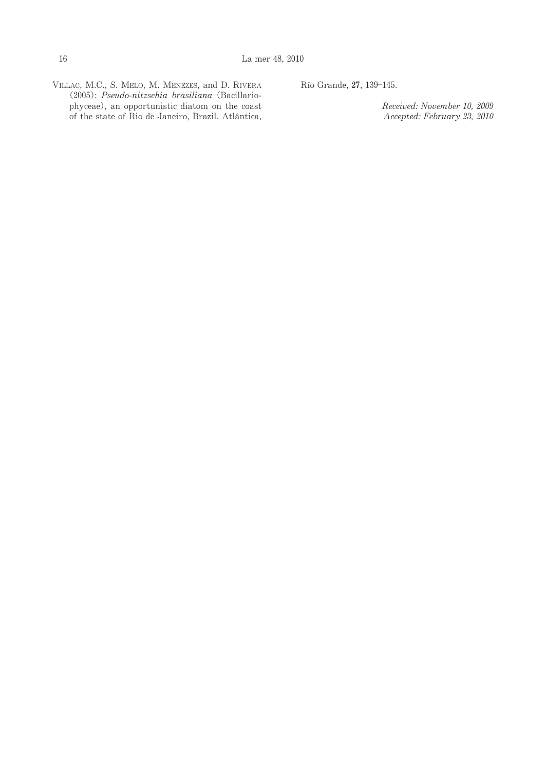VILLAC, M.C., S. MELO, M. MENEZES, and D. RIVERA (2005): *Pseudo-nitzschia brasiliana* (Bacillariophyceae), an opportunistic diatom on the coast of the state of Rio de Janeiro, Brazil. Atlântica, Río Grande, **27**, 139–145.

*Received: November 10, 2009*
*Accepted: February 23, 2010*